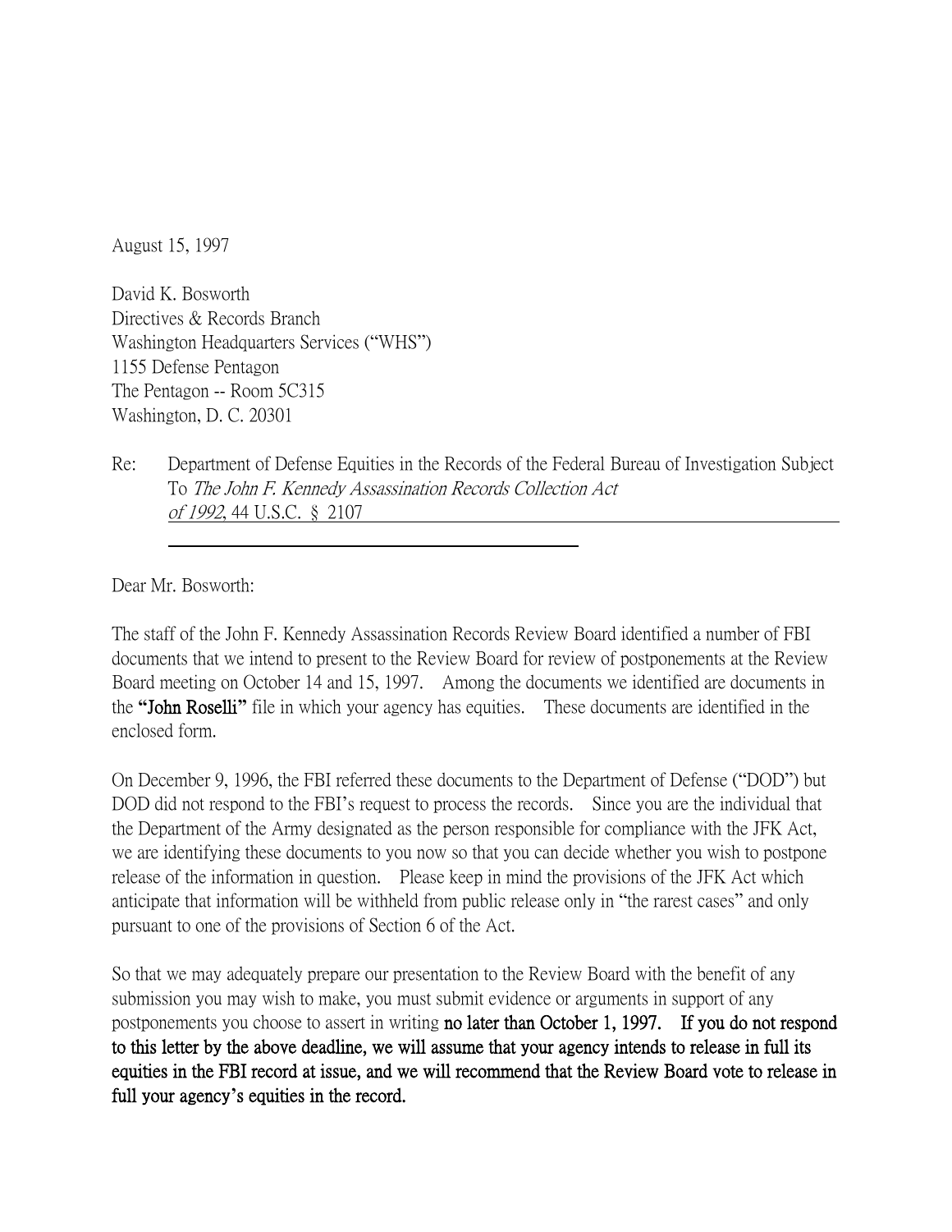August 15, 1997

David K. Bosworth
Directives & Records Branch
Washington Headquarters Services ("WHS")
1155 Defense Pentagon
The Pentagon -- Room 5C315
Washington, D. C. 20301

Re: Department of Defense Equities in the Records of the Federal Bureau of Investigation Subject To *The John F. Kennedy Assassination Records Collection Act of 1992*, 44 U.S.C. § 2107

Dear Mr. Bosworth:

The staff of the John F. Kennedy Assassination Records Review Board identified a number of FBI documents that we intend to present to the Review Board for review of postponements at the Review Board meeting on October 14 and 15, 1997. Among the documents we identified are documents in the **"John Roselli"** file in which your agency has equities. These documents are identified in the enclosed form.

On December 9, 1996, the FBI referred these documents to the Department of Defense ("DOD") but DOD did not respond to the FBI's request to process the records. Since you are the individual that the Department of the Army designated as the person responsible for compliance with the JFK Act, we are identifying these documents to you now so that you can decide whether you wish to postpone release of the information in question. Please keep in mind the provisions of the JFK Act which anticipate that information will be withheld from public release only in "the rarest cases" and only pursuant to one of the provisions of Section 6 of the Act.

So that we may adequately prepare our presentation to the Review Board with the benefit of any submission you may wish to make, you must submit evidence or arguments in support of any postponements you choose to assert in writing **no later than October 1, 1997. If you do not respond to this letter by the above deadline, we will assume that your agency intends to release in full its equities in the FBI record at issue, and we will recommend that the Review Board vote to release in full your agency's equities in the record.**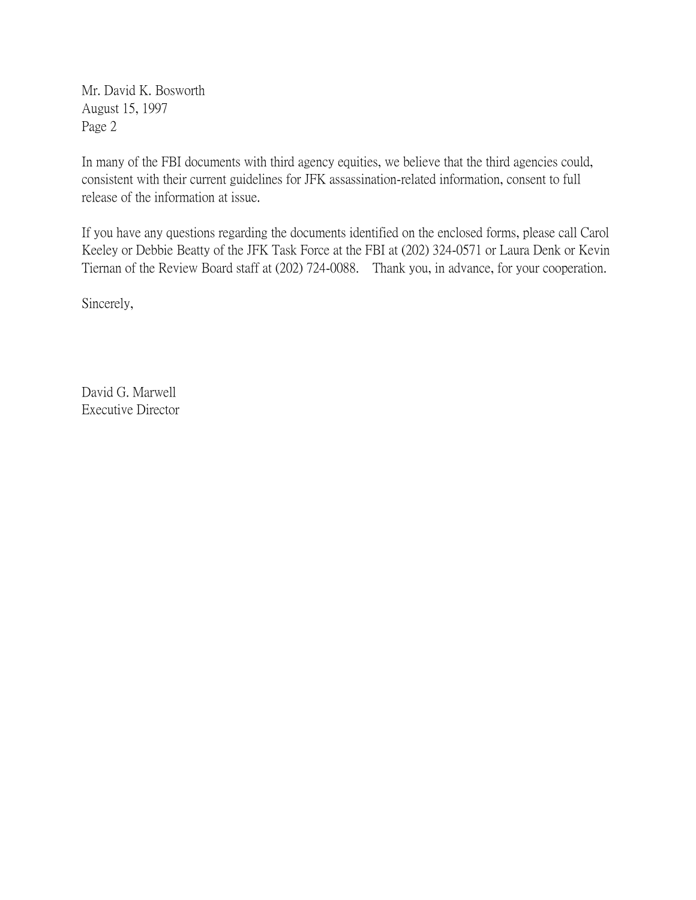Mr. David K. Bosworth
August 15, 1997
Page 2

In many of the FBI documents with third agency equities, we believe that the third agencies could, consistent with their current guidelines for JFK assassination-related information, consent to full release of the information at issue.

If you have any questions regarding the documents identified on the enclosed forms, please call Carol Keeley or Debbie Beatty of the JFK Task Force at the FBI at (202) 324-0571 or Laura Denk or Kevin Tiernan of the Review Board staff at (202) 724-0088. Thank you, in advance, for your cooperation.

Sincerely,

David G. Marwell
Executive Director